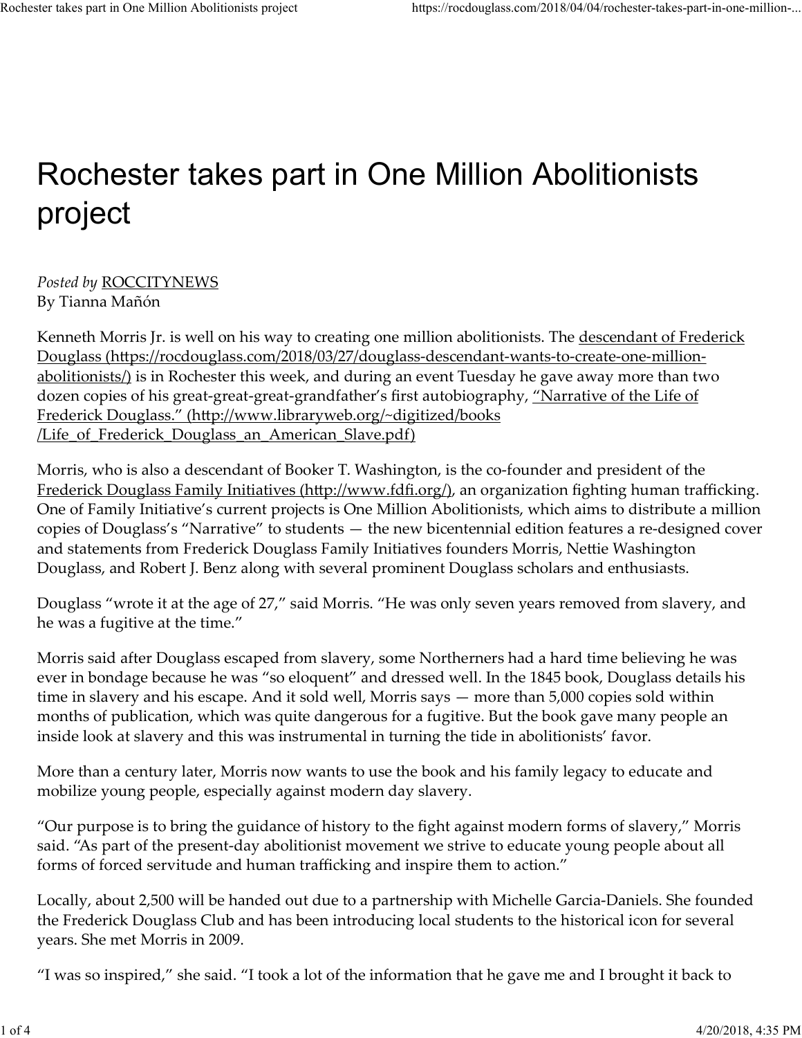# Rochester takes part in One Million Abolitionists project

*Posted by* ROCCITYNEWS
By Tianna Mañón

Kenneth Morris Jr. is well on his way to creating one million abolitionists. The descendant of Frederick Douglass (https://rocdouglass.com/2018/03/27/douglass-descendant-wants-to-create-one-million-abolitionists/) is in Rochester this week, and during an event Tuesday he gave away more than two dozen copies of his great-great-great-grandfather's first autobiography, "Narrative of the Life of Frederick Douglass." (http://www.libraryweb.org/~digitized/books/Life_of_Frederick_Douglass_an_American_Slave.pdf)

Morris, who is also a descendant of Booker T. Washington, is the co-founder and president of the Frederick Douglass Family Initiatives (http://www.fdfi.org/), an organization fighting human trafficking. One of Family Initiative's current projects is One Million Abolitionists, which aims to distribute a million copies of Douglass's "Narrative" to students — the new bicentennial edition features a re-designed cover and statements from Frederick Douglass Family Initiatives founders Morris, Nettie Washington Douglass, and Robert J. Benz along with several prominent Douglass scholars and enthusiasts.

Douglass "wrote it at the age of 27," said Morris. "He was only seven years removed from slavery, and he was a fugitive at the time."

Morris said after Douglass escaped from slavery, some Northerners had a hard time believing he was ever in bondage because he was "so eloquent" and dressed well. In the 1845 book, Douglass details his time in slavery and his escape. And it sold well, Morris says — more than 5,000 copies sold within months of publication, which was quite dangerous for a fugitive. But the book gave many people an inside look at slavery and this was instrumental in turning the tide in abolitionists' favor.

More than a century later, Morris now wants to use the book and his family legacy to educate and mobilize young people, especially against modern day slavery.

"Our purpose is to bring the guidance of history to the fight against modern forms of slavery," Morris said. "As part of the present-day abolitionist movement we strive to educate young people about all forms of forced servitude and human trafficking and inspire them to action."

Locally, about 2,500 will be handed out due to a partnership with Michelle Garcia-Daniels. She founded the Frederick Douglass Club and has been introducing local students to the historical icon for several years. She met Morris in 2009.

"I was so inspired," she said. "I took a lot of the information that he gave me and I brought it back to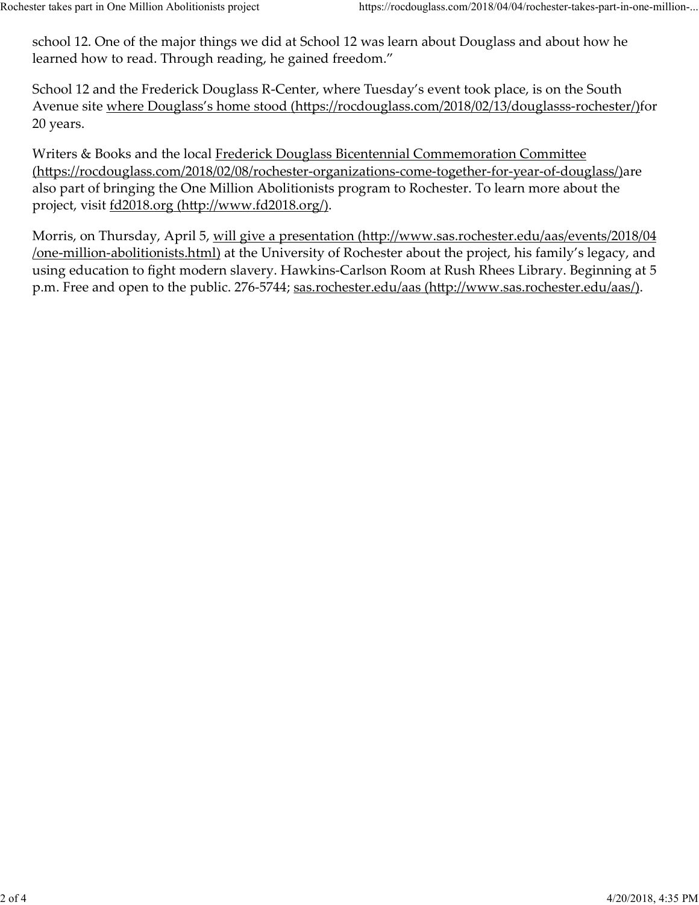school 12. One of the major things we did at School 12 was learn about Douglass and about how he learned how to read. Through reading, he gained freedom."

School 12 and the Frederick Douglass R-Center, where Tuesday's event took place, is on the South Avenue site where Douglass's home stood (https://rocdouglass.com/2018/02/13/douglasss-rochester/)for 20 years.

Writers & Books and the local Frederick Douglass Bicentennial Commemoration Committee (https://rocdouglass.com/2018/02/08/rochester-organizations-come-together-for-year-of-douglass/)are also part of bringing the One Million Abolitionists program to Rochester. To learn more about the project, visit fd2018.org (http://www.fd2018.org/).

Morris, on Thursday, April 5, will give a presentation (http://www.sas.rochester.edu/aas/events/2018/04/one-million-abolitionists.html) at the University of Rochester about the project, his family's legacy, and using education to fight modern slavery. Hawkins-Carlson Room at Rush Rhees Library. Beginning at 5 p.m. Free and open to the public. 276-5744; sas.rochester.edu/aas (http://www.sas.rochester.edu/aas/).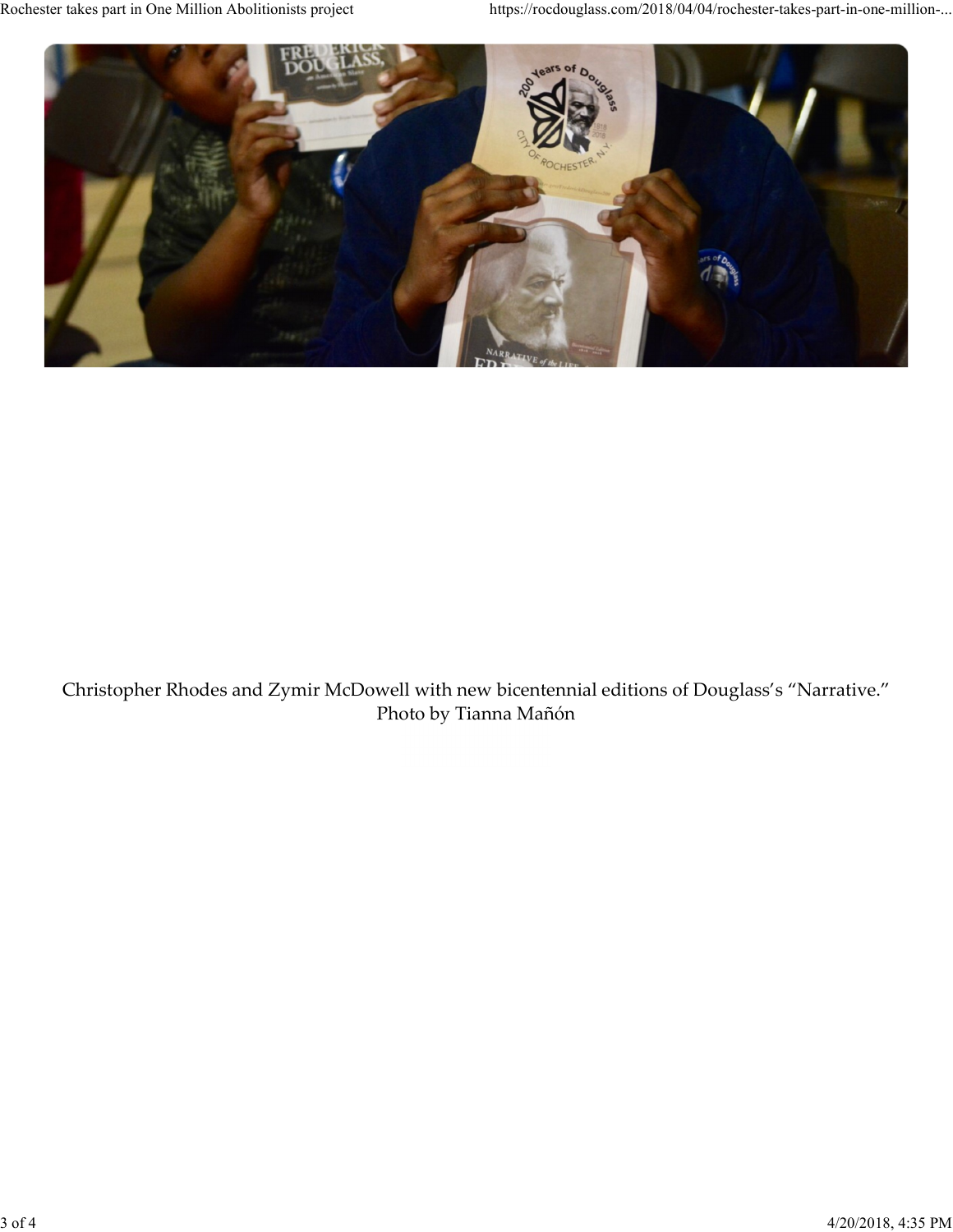Christopher Rhodes and Zymir McDowell with new bicentennial editions of Douglass's "Narrative." Photo by Tianna Mañón